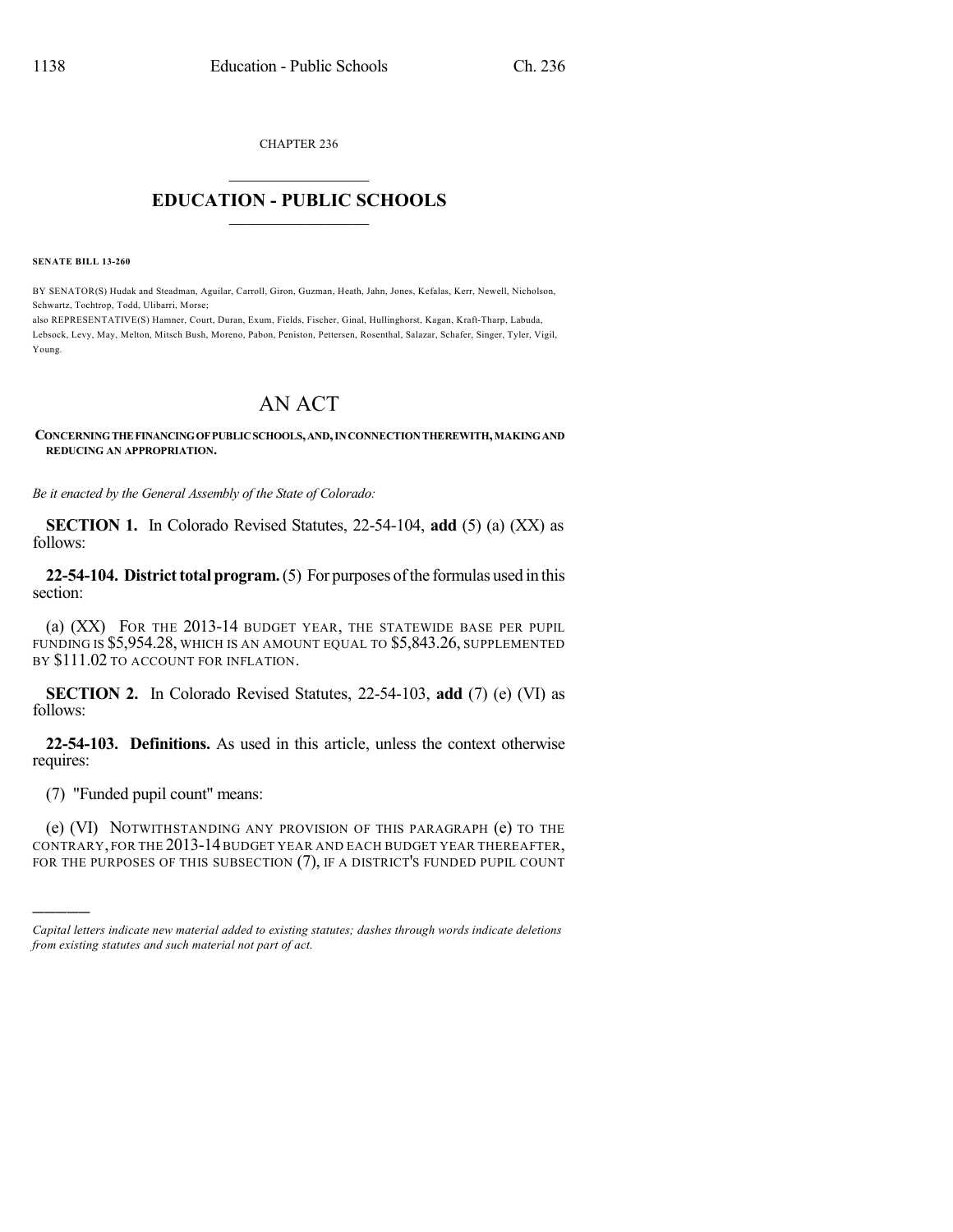CHAPTER 236

# EDUCATION - PUBLIC SCHOOLS

**SENATE BILL 13-260**

BY SENATOR(S) Hudak and Steadman, Aguilar, Carroll, Giron, Guzman, Heath, Jahn, Jones, Kefalas, Kerr, Newell, Nicholson, Schwartz, Tochtrop, Todd, Ulibarri, Morse;
also REPRESENTATIVE(S) Hamner, Court, Duran, Exum, Fields, Fischer, Ginal, Hullinghorst, Kagan, Kraft-Tharp, Labuda, Lebsock, Levy, May, Melton, Mitsch Bush, Moreno, Pabon, Peniston, Pettersen, Rosenthal, Salazar, Schafer, Singer, Tyler, Vigil, Young.

# AN ACT

**CONCERNING THE FINANCING OF PUBLIC SCHOOLS, AND, IN CONNECTION THEREWITH, MAKING AND REDUCING AN APPROPRIATION.**

*Be it enacted by the General Assembly of the State of Colorado:*

**SECTION 1.** In Colorado Revised Statutes, 22-54-104, **add** (5) (a) (XX) as follows:

**22-54-104. District total program.** (5) For purposes of the formulas used in this section:

(a) (XX) FOR THE 2013-14 BUDGET YEAR, THE STATEWIDE BASE PER PUPIL FUNDING IS $5,954.28, WHICH IS AN AMOUNT EQUAL TO $5,843.26, SUPPLEMENTED BY $111.02 TO ACCOUNT FOR INFLATION.

**SECTION 2.** In Colorado Revised Statutes, 22-54-103, **add** (7) (e) (VI) as follows:

**22-54-103. Definitions.** As used in this article, unless the context otherwise requires:

(7) "Funded pupil count" means:

(e) (VI) NOTWITHSTANDING ANY PROVISION OF THIS PARAGRAPH (e) TO THE CONTRARY, FOR THE 2013-14 BUDGET YEAR AND EACH BUDGET YEAR THEREAFTER, FOR THE PURPOSES OF THIS SUBSECTION (7), IF A DISTRICT'S FUNDED PUPIL COUNT

---

*Capital letters indicate new material added to existing statutes; dashes through words indicate deletions from existing statutes and such material not part of act.*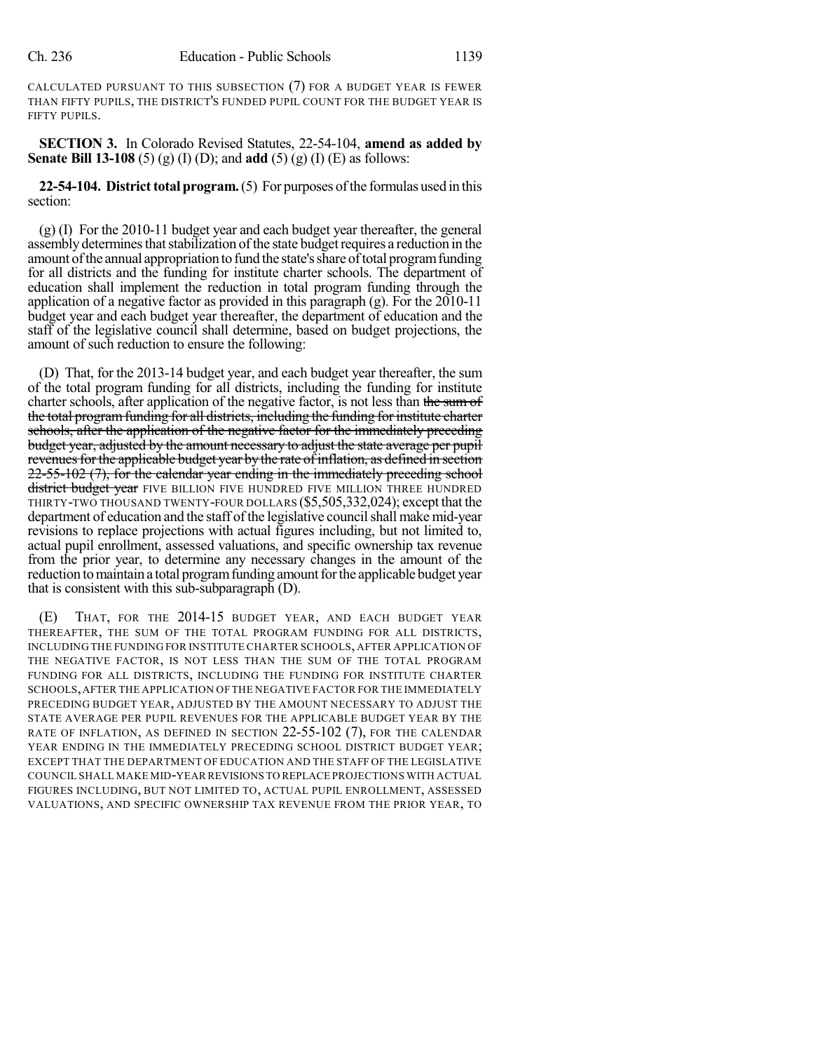CALCULATED PURSUANT TO THIS SUBSECTION (7) FOR A BUDGET YEAR IS FEWER THAN FIFTY PUPILS, THE DISTRICT'S FUNDED PUPIL COUNT FOR THE BUDGET YEAR IS FIFTY PUPILS.

**SECTION 3.** In Colorado Revised Statutes, 22-54-104, **amend as added by Senate Bill 13-108** (5) (g) (I) (D); and **add** (5) (g) (I) (E) as follows:

**22-54-104. District total program.** (5) For purposes of the formulas used in this section:

(g) (I) For the 2010-11 budget year and each budget year thereafter, the general assembly determines that stabilization of the state budget requires a reduction in the amount of the annual appropriation to fund the state's share of total program funding for all districts and the funding for institute charter schools. The department of education shall implement the reduction in total program funding through the application of a negative factor as provided in this paragraph (g). For the 2010-11 budget year and each budget year thereafter, the department of education and the staff of the legislative council shall determine, based on budget projections, the amount of such reduction to ensure the following:

(D) That, for the 2013-14 budget year, and each budget year thereafter, the sum of the total program funding for all districts, including the funding for institute charter schools, after application of the negative factor, is not less than ~~the sum of the total program funding for all districts, including the funding for institute charter schools, after the application of the negative factor for the immediately preceding budget year, adjusted by the amount necessary to adjust the state average per pupil revenues for the applicable budget year by the rate of inflation, as defined in section 22-55-102 (7), for the calendar year ending in the immediately preceding school district budget year~~ FIVE BILLION FIVE HUNDRED FIVE MILLION THREE HUNDRED THIRTY-TWO THOUSAND TWENTY-FOUR DOLLARS ($5,505,332,024); except that the department of education and the staff of the legislative council shall make mid-year revisions to replace projections with actual figures including, but not limited to, actual pupil enrollment, assessed valuations, and specific ownership tax revenue from the prior year, to determine any necessary changes in the amount of the reduction to maintain a total program funding amount for the applicable budget year that is consistent with this sub-subparagraph (D).

(E) THAT, FOR THE 2014-15 BUDGET YEAR, AND EACH BUDGET YEAR THEREAFTER, THE SUM OF THE TOTAL PROGRAM FUNDING FOR ALL DISTRICTS, INCLUDING THE FUNDING FOR INSTITUTE CHARTER SCHOOLS, AFTER APPLICATION OF THE NEGATIVE FACTOR, IS NOT LESS THAN THE SUM OF THE TOTAL PROGRAM FUNDING FOR ALL DISTRICTS, INCLUDING THE FUNDING FOR INSTITUTE CHARTER SCHOOLS, AFTER THE APPLICATION OF THE NEGATIVE FACTOR FOR THE IMMEDIATELY PRECEDING BUDGET YEAR, ADJUSTED BY THE AMOUNT NECESSARY TO ADJUST THE STATE AVERAGE PER PUPIL REVENUES FOR THE APPLICABLE BUDGET YEAR BY THE RATE OF INFLATION, AS DEFINED IN SECTION 22-55-102 (7), FOR THE CALENDAR YEAR ENDING IN THE IMMEDIATELY PRECEDING SCHOOL DISTRICT BUDGET YEAR; EXCEPT THAT THE DEPARTMENT OF EDUCATION AND THE STAFF OF THE LEGISLATIVE COUNCIL SHALL MAKE MID-YEAR REVISIONS TO REPLACE PROJECTIONS WITH ACTUAL FIGURES INCLUDING, BUT NOT LIMITED TO, ACTUAL PUPIL ENROLLMENT, ASSESSED VALUATIONS, AND SPECIFIC OWNERSHIP TAX REVENUE FROM THE PRIOR YEAR, TO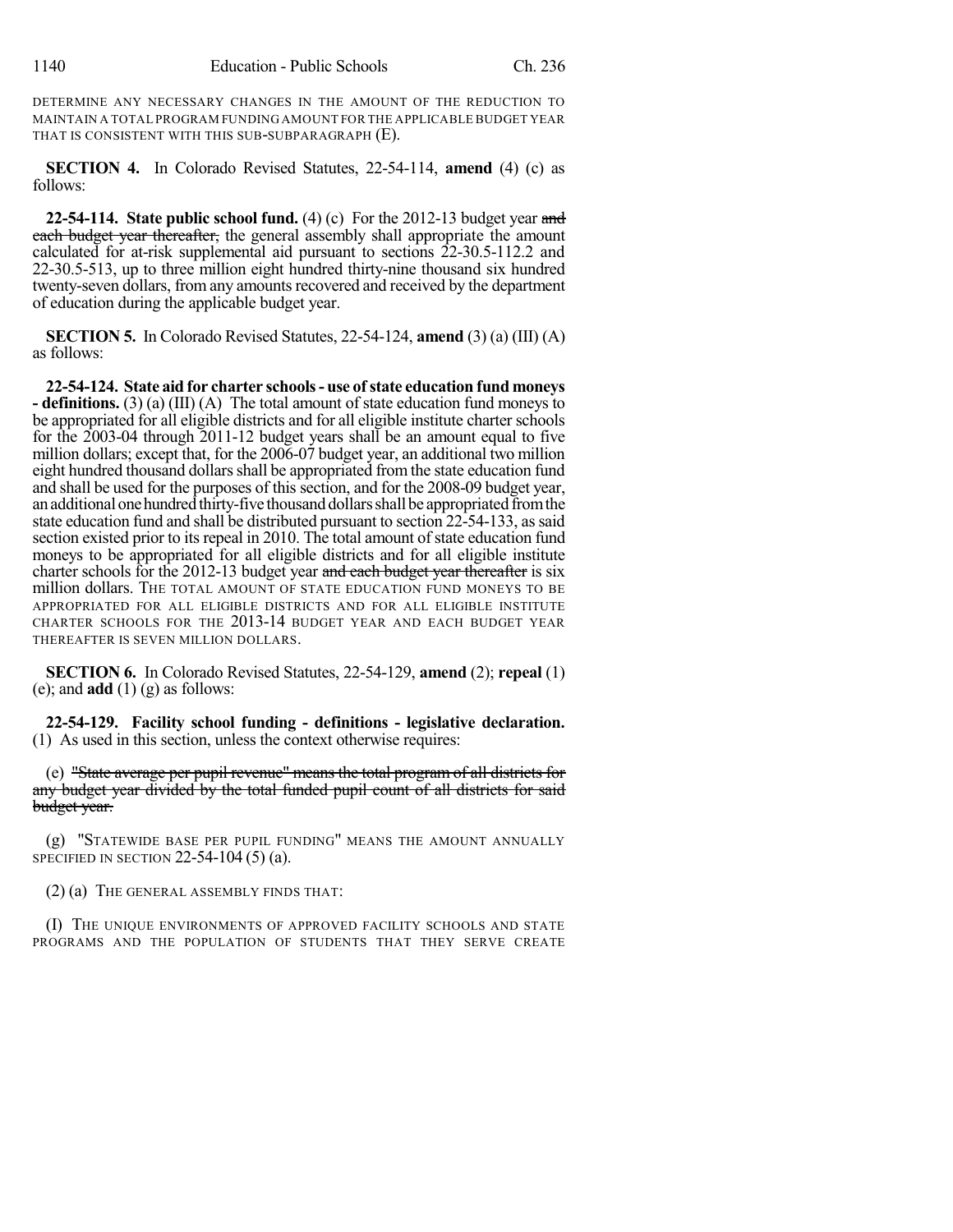DETERMINE ANY NECESSARY CHANGES IN THE AMOUNT OF THE REDUCTION TO MAINTAIN A TOTAL PROGRAM FUNDING AMOUNT FOR THE APPLICABLE BUDGET YEAR THAT IS CONSISTENT WITH THIS SUB-SUBPARAGRAPH (E).

**SECTION 4.** In Colorado Revised Statutes, 22-54-114, **amend** (4) (c) as follows:

**22-54-114. State public school fund.** (4) (c) For the 2012-13 budget year ~~and each budget year thereafter,~~ the general assembly shall appropriate the amount calculated for at-risk supplemental aid pursuant to sections 22-30.5-112.2 and 22-30.5-513, up to three million eight hundred thirty-nine thousand six hundred twenty-seven dollars, from any amounts recovered and received by the department of education during the applicable budget year.

**SECTION 5.** In Colorado Revised Statutes, 22-54-124, **amend** (3) (a) (III) (A) as follows:

**22-54-124. State aid for charter schools - use of state education fund moneys - definitions.** (3) (a) (III) (A) The total amount of state education fund moneys to be appropriated for all eligible districts and for all eligible institute charter schools for the 2003-04 through 2011-12 budget years shall be an amount equal to five million dollars; except that, for the 2006-07 budget year, an additional two million eight hundred thousand dollars shall be appropriated from the state education fund and shall be used for the purposes of this section, and for the 2008-09 budget year, an additional one hundred thirty-five thousand dollars shall be appropriated from the state education fund and shall be distributed pursuant to section 22-54-133, as said section existed prior to its repeal in 2010. The total amount of state education fund moneys to be appropriated for all eligible districts and for all eligible institute charter schools for the 2012-13 budget year ~~and each budget year thereafter~~ is six million dollars. THE TOTAL AMOUNT OF STATE EDUCATION FUND MONEYS TO BE APPROPRIATED FOR ALL ELIGIBLE DISTRICTS AND FOR ALL ELIGIBLE INSTITUTE CHARTER SCHOOLS FOR THE 2013-14 BUDGET YEAR AND EACH BUDGET YEAR THEREAFTER IS SEVEN MILLION DOLLARS.

**SECTION 6.** In Colorado Revised Statutes, 22-54-129, **amend** (2); **repeal** (1) (e); and **add** (1) (g) as follows:

**22-54-129. Facility school funding - definitions - legislative declaration.** (1) As used in this section, unless the context otherwise requires:

(e) ~~"State average per pupil revenue" means the total program of all districts for any budget year divided by the total funded pupil count of all districts for said budget year.~~

(g) "STATEWIDE BASE PER PUPIL FUNDING" MEANS THE AMOUNT ANNUALLY SPECIFIED IN SECTION 22-54-104 (5) (a).

(2) (a) THE GENERAL ASSEMBLY FINDS THAT:

(I) THE UNIQUE ENVIRONMENTS OF APPROVED FACILITY SCHOOLS AND STATE PROGRAMS AND THE POPULATION OF STUDENTS THAT THEY SERVE CREATE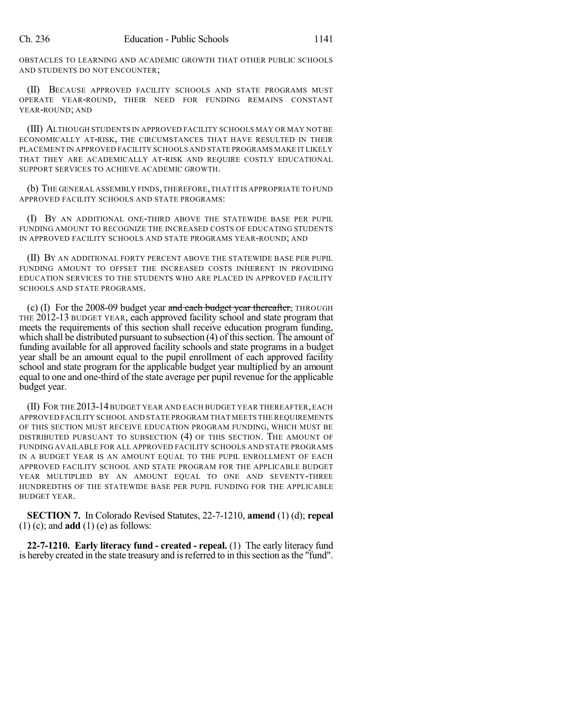OBSTACLES TO LEARNING AND ACADEMIC GROWTH THAT OTHER PUBLIC SCHOOLS AND STUDENTS DO NOT ENCOUNTER;

(II) BECAUSE APPROVED FACILITY SCHOOLS AND STATE PROGRAMS MUST OPERATE YEAR-ROUND, THEIR NEED FOR FUNDING REMAINS CONSTANT YEAR-ROUND; AND

(III) ALTHOUGH STUDENTS IN APPROVED FACILITY SCHOOLS MAY OR MAY NOT BE ECONOMICALLY AT-RISK, THE CIRCUMSTANCES THAT HAVE RESULTED IN THEIR PLACEMENT IN APPROVED FACILITY SCHOOLS AND STATE PROGRAMS MAKE IT LIKELY THAT THEY ARE ACADEMICALLY AT-RISK AND REQUIRE COSTLY EDUCATIONAL SUPPORT SERVICES TO ACHIEVE ACADEMIC GROWTH.

(b) THE GENERAL ASSEMBLY FINDS, THEREFORE, THAT IT IS APPROPRIATE TO FUND APPROVED FACILITY SCHOOLS AND STATE PROGRAMS:

(I) BY AN ADDITIONAL ONE-THIRD ABOVE THE STATEWIDE BASE PER PUPIL FUNDING AMOUNT TO RECOGNIZE THE INCREASED COSTS OF EDUCATING STUDENTS IN APPROVED FACILITY SCHOOLS AND STATE PROGRAMS YEAR-ROUND; AND

(II) BY AN ADDITIONAL FORTY PERCENT ABOVE THE STATEWIDE BASE PER PUPIL FUNDING AMOUNT TO OFFSET THE INCREASED COSTS INHERENT IN PROVIDING EDUCATION SERVICES TO THE STUDENTS WHO ARE PLACED IN APPROVED FACILITY SCHOOLS AND STATE PROGRAMS.

(c) (I) For the 2008-09 budget year ~~and each budget year thereafter,~~ THROUGH THE 2012-13 BUDGET YEAR, each approved facility school and state program that meets the requirements of this section shall receive education program funding, which shall be distributed pursuant to subsection (4) of this section. The amount of funding available for all approved facility schools and state programs in a budget year shall be an amount equal to the pupil enrollment of each approved facility school and state program for the applicable budget year multiplied by an amount equal to one and one-third of the state average per pupil revenue for the applicable budget year.

(II) FOR THE 2013-14 BUDGET YEAR AND EACH BUDGET YEAR THEREAFTER, EACH APPROVED FACILITY SCHOOL AND STATE PROGRAM THAT MEETS THE REQUIREMENTS OF THIS SECTION MUST RECEIVE EDUCATION PROGRAM FUNDING, WHICH MUST BE DISTRIBUTED PURSUANT TO SUBSECTION (4) OF THIS SECTION. THE AMOUNT OF FUNDING AVAILABLE FOR ALL APPROVED FACILITY SCHOOLS AND STATE PROGRAMS IN A BUDGET YEAR IS AN AMOUNT EQUAL TO THE PUPIL ENROLLMENT OF EACH APPROVED FACILITY SCHOOL AND STATE PROGRAM FOR THE APPLICABLE BUDGET YEAR MULTIPLIED BY AN AMOUNT EQUAL TO ONE AND SEVENTY-THREE HUNDREDTHS OF THE STATEWIDE BASE PER PUPIL FUNDING FOR THE APPLICABLE BUDGET YEAR.

**SECTION 7.** In Colorado Revised Statutes, 22-7-1210, **amend** (1) (d); **repeal** (1) (c); and **add** (1) (e) as follows:

**22-7-1210. Early literacy fund - created - repeal.** (1) The early literacy fund is hereby created in the state treasury and is referred to in this section as the "fund".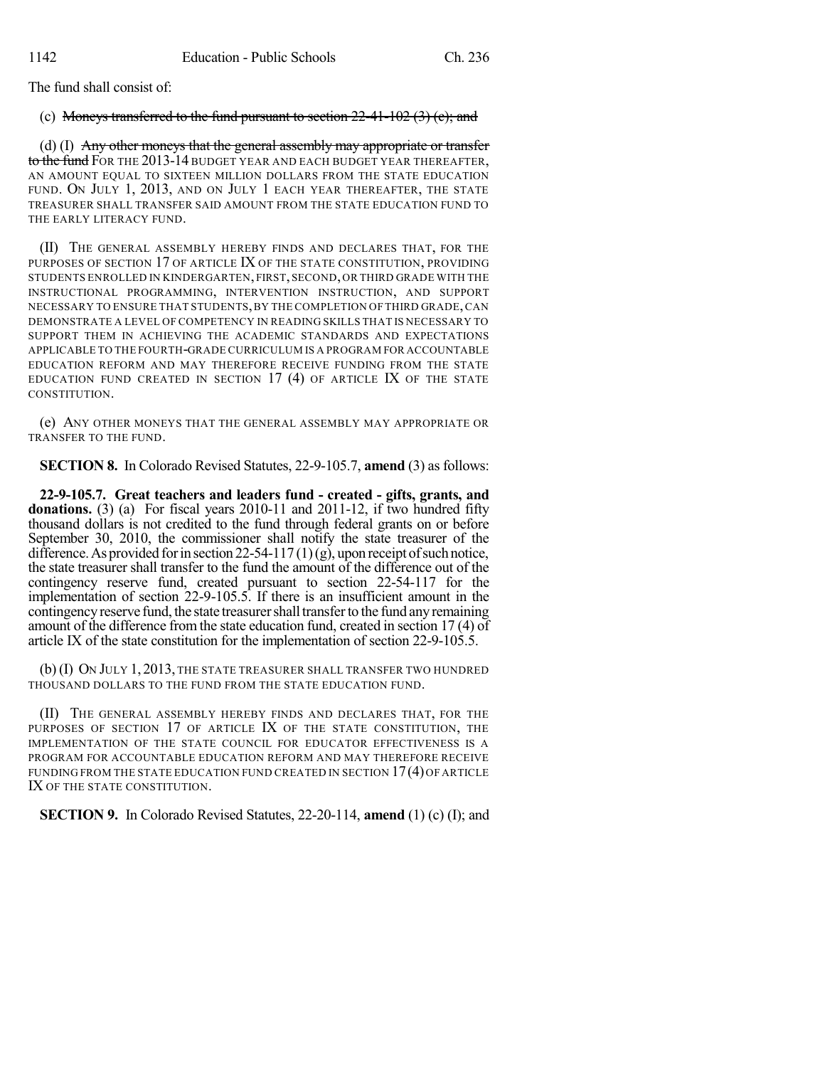The fund shall consist of:

(c) ~~Moneys transferred to the fund pursuant to section 22-41-102 (3) (e); and~~

(d) (I) ~~Any other moneys that the general assembly may appropriate or transfer to the fund~~ FOR THE 2013-14 BUDGET YEAR AND EACH BUDGET YEAR THEREAFTER, AN AMOUNT EQUAL TO SIXTEEN MILLION DOLLARS FROM THE STATE EDUCATION FUND. ON JULY 1, 2013, AND ON JULY 1 EACH YEAR THEREAFTER, THE STATE TREASURER SHALL TRANSFER SAID AMOUNT FROM THE STATE EDUCATION FUND TO THE EARLY LITERACY FUND.

(II) THE GENERAL ASSEMBLY HEREBY FINDS AND DECLARES THAT, FOR THE PURPOSES OF SECTION 17 OF ARTICLE IX OF THE STATE CONSTITUTION, PROVIDING STUDENTS ENROLLED IN KINDERGARTEN, FIRST, SECOND, OR THIRD GRADE WITH THE INSTRUCTIONAL PROGRAMMING, INTERVENTION INSTRUCTION, AND SUPPORT NECESSARY TO ENSURE THAT STUDENTS, BY THE COMPLETION OF THIRD GRADE, CAN DEMONSTRATE A LEVEL OF COMPETENCY IN READING SKILLS THAT IS NECESSARY TO SUPPORT THEM IN ACHIEVING THE ACADEMIC STANDARDS AND EXPECTATIONS APPLICABLE TO THE FOURTH-GRADE CURRICULUM IS A PROGRAM FOR ACCOUNTABLE EDUCATION REFORM AND MAY THEREFORE RECEIVE FUNDING FROM THE STATE EDUCATION FUND CREATED IN SECTION 17 (4) OF ARTICLE IX OF THE STATE CONSTITUTION.

(e) ANY OTHER MONEYS THAT THE GENERAL ASSEMBLY MAY APPROPRIATE OR TRANSFER TO THE FUND.

**SECTION 8.** In Colorado Revised Statutes, 22-9-105.7, **amend** (3) as follows:

**22-9-105.7. Great teachers and leaders fund - created - gifts, grants, and donations.** (3) (a) For fiscal years 2010-11 and 2011-12, if two hundred fifty thousand dollars is not credited to the fund through federal grants on or before September 30, 2010, the commissioner shall notify the state treasurer of the difference. As provided for in section 22-54-117 (1) (g), upon receipt of such notice, the state treasurer shall transfer to the fund the amount of the difference out of the contingency reserve fund, created pursuant to section 22-54-117 for the implementation of section 22-9-105.5. If there is an insufficient amount in the contingency reserve fund, the state treasurer shall transfer to the fund any remaining amount of the difference from the state education fund, created in section 17 (4) of article IX of the state constitution for the implementation of section 22-9-105.5.

(b) (I) ON JULY 1, 2013, THE STATE TREASURER SHALL TRANSFER TWO HUNDRED THOUSAND DOLLARS TO THE FUND FROM THE STATE EDUCATION FUND.

(II) THE GENERAL ASSEMBLY HEREBY FINDS AND DECLARES THAT, FOR THE PURPOSES OF SECTION 17 OF ARTICLE IX OF THE STATE CONSTITUTION, THE IMPLEMENTATION OF THE STATE COUNCIL FOR EDUCATOR EFFECTIVENESS IS A PROGRAM FOR ACCOUNTABLE EDUCATION REFORM AND MAY THEREFORE RECEIVE FUNDING FROM THE STATE EDUCATION FUND CREATED IN SECTION 17 (4) OF ARTICLE IX OF THE STATE CONSTITUTION.

**SECTION 9.** In Colorado Revised Statutes, 22-20-114, **amend** (1) (c) (I); and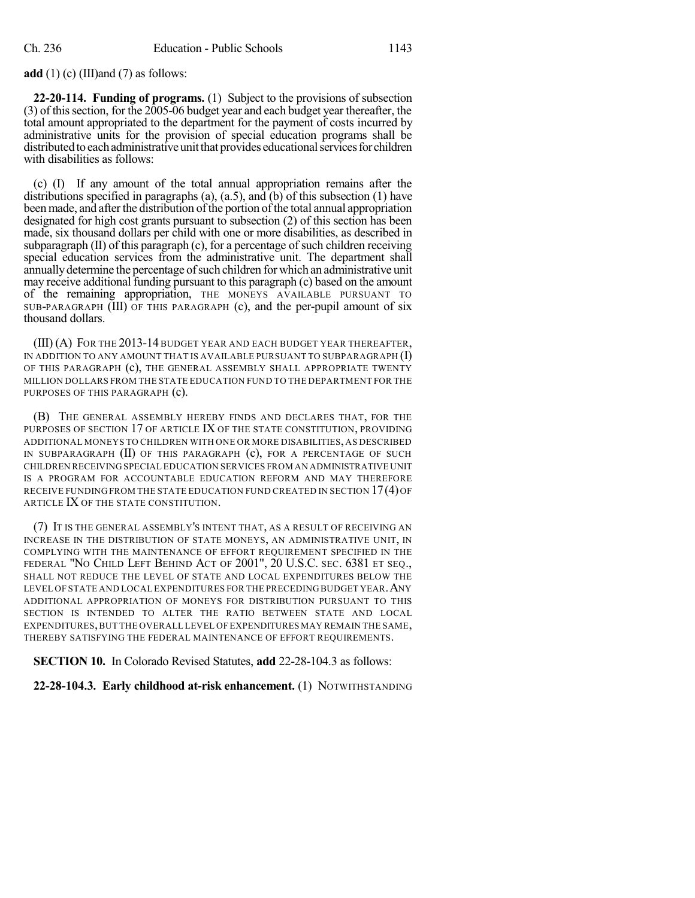**add** (1) (c) (III)and (7) as follows:

**22-20-114. Funding of programs.** (1) Subject to the provisions of subsection (3) of this section, for the 2005-06 budget year and each budget year thereafter, the total amount appropriated to the department for the payment of costs incurred by administrative units for the provision of special education programs shall be distributed to each administrative unit that provides educational services for children with disabilities as follows:

(c) (I) If any amount of the total annual appropriation remains after the distributions specified in paragraphs (a), (a.5), and (b) of this subsection (1) have been made, and after the distribution of the portion of the total annual appropriation designated for high cost grants pursuant to subsection (2) of this section has been made, six thousand dollars per child with one or more disabilities, as described in subparagraph (II) of this paragraph (c), for a percentage of such children receiving special education services from the administrative unit. The department shall annually determine the percentage of such children for which an administrative unit may receive additional funding pursuant to this paragraph (c) based on the amount of the remaining appropriation, THE MONEYS AVAILABLE PURSUANT TO SUB-PARAGRAPH (III) OF THIS PARAGRAPH (c), and the per-pupil amount of six thousand dollars.

(III) (A) FOR THE 2013-14 BUDGET YEAR AND EACH BUDGET YEAR THEREAFTER, IN ADDITION TO ANY AMOUNT THAT IS AVAILABLE PURSUANT TO SUBPARAGRAPH (I) OF THIS PARAGRAPH (c), THE GENERAL ASSEMBLY SHALL APPROPRIATE TWENTY MILLION DOLLARS FROM THE STATE EDUCATION FUND TO THE DEPARTMENT FOR THE PURPOSES OF THIS PARAGRAPH (c).

(B) THE GENERAL ASSEMBLY HEREBY FINDS AND DECLARES THAT, FOR THE PURPOSES OF SECTION 17 OF ARTICLE IX OF THE STATE CONSTITUTION, PROVIDING ADDITIONAL MONEYS TO CHILDREN WITH ONE OR MORE DISABILITIES, AS DESCRIBED IN SUBPARAGRAPH (II) OF THIS PARAGRAPH (c), FOR A PERCENTAGE OF SUCH CHILDREN RECEIVING SPECIAL EDUCATION SERVICES FROM AN ADMINISTRATIVE UNIT IS A PROGRAM FOR ACCOUNTABLE EDUCATION REFORM AND MAY THEREFORE RECEIVE FUNDING FROM THE STATE EDUCATION FUND CREATED IN SECTION 17 (4) OF ARTICLE IX OF THE STATE CONSTITUTION.

(7) IT IS THE GENERAL ASSEMBLY'S INTENT THAT, AS A RESULT OF RECEIVING AN INCREASE IN THE DISTRIBUTION OF STATE MONEYS, AN ADMINISTRATIVE UNIT, IN COMPLYING WITH THE MAINTENANCE OF EFFORT REQUIREMENT SPECIFIED IN THE FEDERAL "NO CHILD LEFT BEHIND ACT OF 2001", 20 U.S.C. SEC. 6381 ET SEQ., SHALL NOT REDUCE THE LEVEL OF STATE AND LOCAL EXPENDITURES BELOW THE LEVEL OF STATE AND LOCAL EXPENDITURES FOR THE PRECEDING BUDGET YEAR. ANY ADDITIONAL APPROPRIATION OF MONEYS FOR DISTRIBUTION PURSUANT TO THIS SECTION IS INTENDED TO ALTER THE RATIO BETWEEN STATE AND LOCAL EXPENDITURES, BUT THE OVERALL LEVEL OF EXPENDITURES MAY REMAIN THE SAME, THEREBY SATISFYING THE FEDERAL MAINTENANCE OF EFFORT REQUIREMENTS.

**SECTION 10.** In Colorado Revised Statutes, **add** 22-28-104.3 as follows:

**22-28-104.3. Early childhood at-risk enhancement.** (1) NOTWITHSTANDING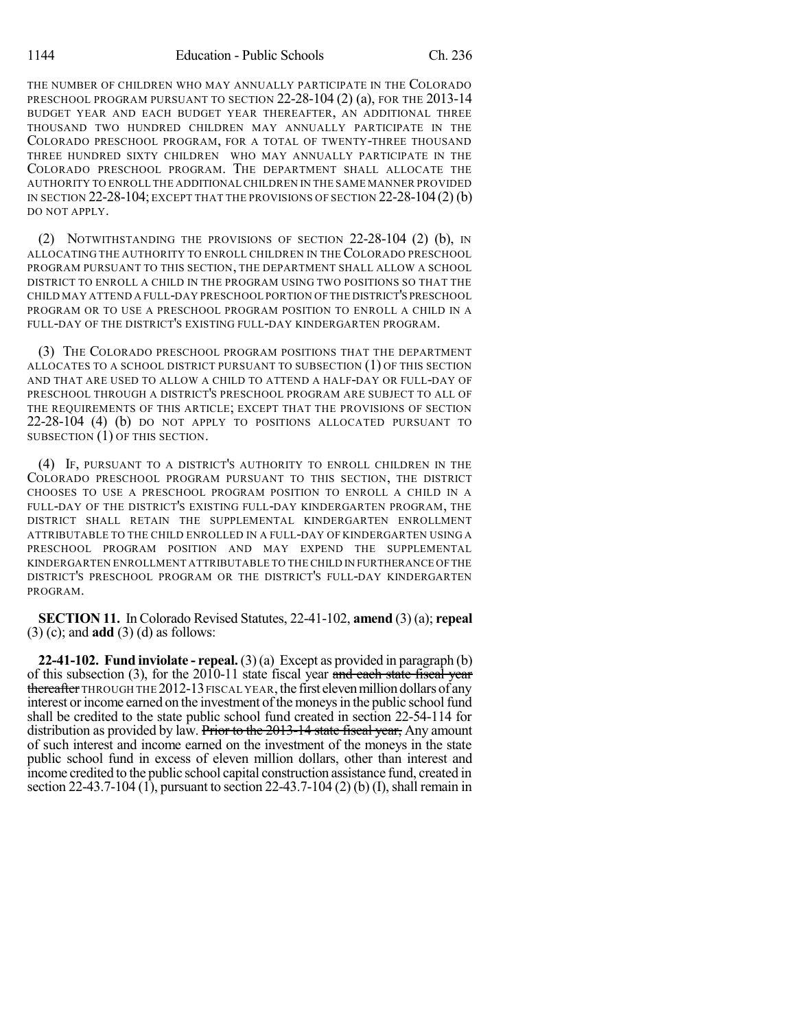THE NUMBER OF CHILDREN WHO MAY ANNUALLY PARTICIPATE IN THE COLORADO PRESCHOOL PROGRAM PURSUANT TO SECTION 22-28-104 (2) (a), FOR THE 2013-14 BUDGET YEAR AND EACH BUDGET YEAR THEREAFTER, AN ADDITIONAL THREE THOUSAND TWO HUNDRED CHILDREN MAY ANNUALLY PARTICIPATE IN THE COLORADO PRESCHOOL PROGRAM, FOR A TOTAL OF TWENTY-THREE THOUSAND THREE HUNDRED SIXTY CHILDREN WHO MAY ANNUALLY PARTICIPATE IN THE COLORADO PRESCHOOL PROGRAM. THE DEPARTMENT SHALL ALLOCATE THE AUTHORITY TO ENROLL THE ADDITIONAL CHILDREN IN THE SAME MANNER PROVIDED IN SECTION 22-28-104; EXCEPT THAT THE PROVISIONS OF SECTION 22-28-104 (2) (b) DO NOT APPLY.

(2) NOTWITHSTANDING THE PROVISIONS OF SECTION 22-28-104 (2) (b), IN ALLOCATING THE AUTHORITY TO ENROLL CHILDREN IN THE COLORADO PRESCHOOL PROGRAM PURSUANT TO THIS SECTION, THE DEPARTMENT SHALL ALLOW A SCHOOL DISTRICT TO ENROLL A CHILD IN THE PROGRAM USING TWO POSITIONS SO THAT THE CHILD MAY ATTEND A FULL-DAY PRESCHOOL PORTION OF THE DISTRICT'S PRESCHOOL PROGRAM OR TO USE A PRESCHOOL PROGRAM POSITION TO ENROLL A CHILD IN A FULL-DAY OF THE DISTRICT'S EXISTING FULL-DAY KINDERGARTEN PROGRAM.

(3) THE COLORADO PRESCHOOL PROGRAM POSITIONS THAT THE DEPARTMENT ALLOCATES TO A SCHOOL DISTRICT PURSUANT TO SUBSECTION (1) OF THIS SECTION AND THAT ARE USED TO ALLOW A CHILD TO ATTEND A HALF-DAY OR FULL-DAY OF PRESCHOOL THROUGH A DISTRICT'S PRESCHOOL PROGRAM ARE SUBJECT TO ALL OF THE REQUIREMENTS OF THIS ARTICLE; EXCEPT THAT THE PROVISIONS OF SECTION 22-28-104 (4) (b) DO NOT APPLY TO POSITIONS ALLOCATED PURSUANT TO SUBSECTION (1) OF THIS SECTION.

(4) IF, PURSUANT TO A DISTRICT'S AUTHORITY TO ENROLL CHILDREN IN THE COLORADO PRESCHOOL PROGRAM PURSUANT TO THIS SECTION, THE DISTRICT CHOOSES TO USE A PRESCHOOL PROGRAM POSITION TO ENROLL A CHILD IN A FULL-DAY OF THE DISTRICT'S EXISTING FULL-DAY KINDERGARTEN PROGRAM, THE DISTRICT SHALL RETAIN THE SUPPLEMENTAL KINDERGARTEN ENROLLMENT ATTRIBUTABLE TO THE CHILD ENROLLED IN A FULL-DAY OF KINDERGARTEN USING A PRESCHOOL PROGRAM POSITION AND MAY EXPEND THE SUPPLEMENTAL KINDERGARTEN ENROLLMENT ATTRIBUTABLE TO THE CHILD IN FURTHERANCE OF THE DISTRICT'S PRESCHOOL PROGRAM OR THE DISTRICT'S FULL-DAY KINDERGARTEN PROGRAM.

**SECTION 11.** In Colorado Revised Statutes, 22-41-102, **amend** (3) (a); **repeal** (3) (c); and **add** (3) (d) as follows:

**22-41-102. Fund inviolate - repeal.** (3) (a) Except as provided in paragraph (b) of this subsection (3), for the 2010-11 state fiscal year ~~and each state fiscal year thereafter~~ THROUGH THE 2012-13 FISCAL YEAR, the first eleven million dollars of any interest or income earned on the investment of the moneys in the public school fund shall be credited to the state public school fund created in section 22-54-114 for distribution as provided by law. ~~Prior to the 2013-14 state fiscal year,~~ Any amount of such interest and income earned on the investment of the moneys in the state public school fund in excess of eleven million dollars, other than interest and income credited to the public school capital construction assistance fund, created in section 22-43.7-104 (1), pursuant to section 22-43.7-104 (2) (b) (I), shall remain in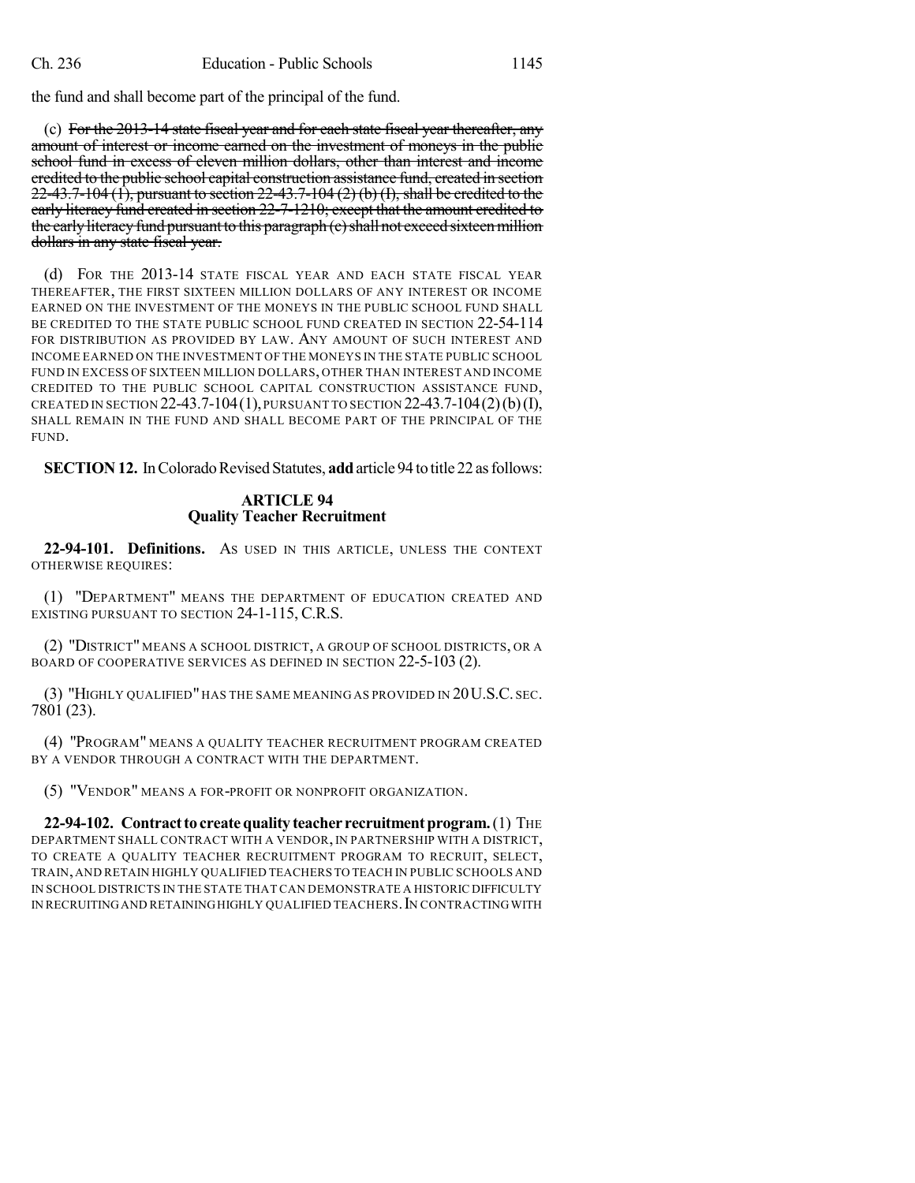the fund and shall become part of the principal of the fund.

(c) ~~For the 2013-14 state fiscal year and for each state fiscal year thereafter, any amount of interest or income earned on the investment of moneys in the public school fund in excess of eleven million dollars, other than interest and income credited to the public school capital construction assistance fund, created in section 22-43.7-104 (1), pursuant to section 22-43.7-104 (2) (b) (I), shall be credited to the early literacy fund created in section 22-7-1210; except that the amount credited to the early literacy fund pursuant to this paragraph (c) shall not exceed sixteen million dollars in any state fiscal year.~~

(d) FOR THE 2013-14 STATE FISCAL YEAR AND EACH STATE FISCAL YEAR THEREAFTER, THE FIRST SIXTEEN MILLION DOLLARS OF ANY INTEREST OR INCOME EARNED ON THE INVESTMENT OF THE MONEYS IN THE PUBLIC SCHOOL FUND SHALL BE CREDITED TO THE STATE PUBLIC SCHOOL FUND CREATED IN SECTION 22-54-114 FOR DISTRIBUTION AS PROVIDED BY LAW. ANY AMOUNT OF SUCH INTEREST AND INCOME EARNED ON THE INVESTMENT OF THE MONEYS IN THE STATE PUBLIC SCHOOL FUND IN EXCESS OF SIXTEEN MILLION DOLLARS, OTHER THAN INTEREST AND INCOME CREDITED TO THE PUBLIC SCHOOL CAPITAL CONSTRUCTION ASSISTANCE FUND, CREATED IN SECTION 22-43.7-104 (1), PURSUANT TO SECTION 22-43.7-104 (2) (b) (I), SHALL REMAIN IN THE FUND AND SHALL BECOME PART OF THE PRINCIPAL OF THE FUND.

**SECTION 12.** In Colorado Revised Statutes, **add** article 94 to title 22 as follows:

## ARTICLE 94
## Quality Teacher Recruitment

**22-94-101. Definitions.** AS USED IN THIS ARTICLE, UNLESS THE CONTEXT OTHERWISE REQUIRES:

(1) "DEPARTMENT" MEANS THE DEPARTMENT OF EDUCATION CREATED AND EXISTING PURSUANT TO SECTION 24-1-115, C.R.S.

(2) "DISTRICT" MEANS A SCHOOL DISTRICT, A GROUP OF SCHOOL DISTRICTS, OR A BOARD OF COOPERATIVE SERVICES AS DEFINED IN SECTION 22-5-103 (2).

(3) "HIGHLY QUALIFIED" HAS THE SAME MEANING AS PROVIDED IN 20 U.S.C. SEC. 7801 (23).

(4) "PROGRAM" MEANS A QUALITY TEACHER RECRUITMENT PROGRAM CREATED BY A VENDOR THROUGH A CONTRACT WITH THE DEPARTMENT.

(5) "VENDOR" MEANS A FOR-PROFIT OR NONPROFIT ORGANIZATION.

**22-94-102. Contract to create quality teacher recruitment program.** (1) THE DEPARTMENT SHALL CONTRACT WITH A VENDOR, IN PARTNERSHIP WITH A DISTRICT, TO CREATE A QUALITY TEACHER RECRUITMENT PROGRAM TO RECRUIT, SELECT, TRAIN, AND RETAIN HIGHLY QUALIFIED TEACHERS TO TEACH IN PUBLIC SCHOOLS AND IN SCHOOL DISTRICTS IN THE STATE THAT CAN DEMONSTRATE A HISTORIC DIFFICULTY IN RECRUITING AND RETAINING HIGHLY QUALIFIED TEACHERS. IN CONTRACTING WITH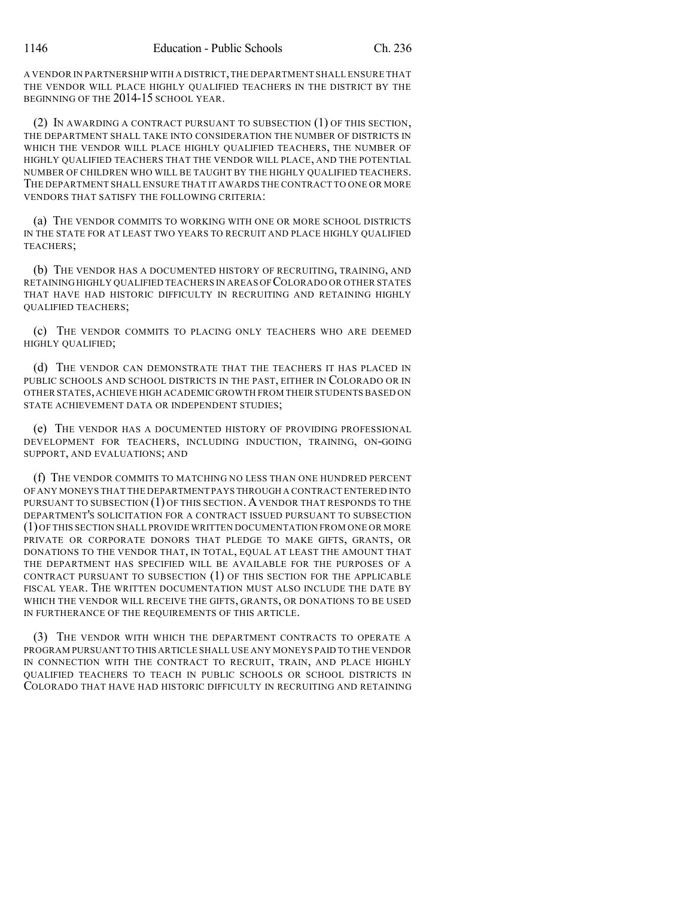A VENDOR IN PARTNERSHIP WITH A DISTRICT, THE DEPARTMENT SHALL ENSURE THAT THE VENDOR WILL PLACE HIGHLY QUALIFIED TEACHERS IN THE DISTRICT BY THE BEGINNING OF THE 2014-15 SCHOOL YEAR.

(2) IN AWARDING A CONTRACT PURSUANT TO SUBSECTION (1) OF THIS SECTION, THE DEPARTMENT SHALL TAKE INTO CONSIDERATION THE NUMBER OF DISTRICTS IN WHICH THE VENDOR WILL PLACE HIGHLY QUALIFIED TEACHERS, THE NUMBER OF HIGHLY QUALIFIED TEACHERS THAT THE VENDOR WILL PLACE, AND THE POTENTIAL NUMBER OF CHILDREN WHO WILL BE TAUGHT BY THE HIGHLY QUALIFIED TEACHERS. THE DEPARTMENT SHALL ENSURE THAT IT AWARDS THE CONTRACT TO ONE OR MORE VENDORS THAT SATISFY THE FOLLOWING CRITERIA:

(a) THE VENDOR COMMITS TO WORKING WITH ONE OR MORE SCHOOL DISTRICTS IN THE STATE FOR AT LEAST TWO YEARS TO RECRUIT AND PLACE HIGHLY QUALIFIED TEACHERS;

(b) THE VENDOR HAS A DOCUMENTED HISTORY OF RECRUITING, TRAINING, AND RETAINING HIGHLY QUALIFIED TEACHERS IN AREAS OF COLORADO OR OTHER STATES THAT HAVE HAD HISTORIC DIFFICULTY IN RECRUITING AND RETAINING HIGHLY QUALIFIED TEACHERS;

(c) THE VENDOR COMMITS TO PLACING ONLY TEACHERS WHO ARE DEEMED HIGHLY QUALIFIED;

(d) THE VENDOR CAN DEMONSTRATE THAT THE TEACHERS IT HAS PLACED IN PUBLIC SCHOOLS AND SCHOOL DISTRICTS IN THE PAST, EITHER IN COLORADO OR IN OTHER STATES, ACHIEVE HIGH ACADEMIC GROWTH FROM THEIR STUDENTS BASED ON STATE ACHIEVEMENT DATA OR INDEPENDENT STUDIES;

(e) THE VENDOR HAS A DOCUMENTED HISTORY OF PROVIDING PROFESSIONAL DEVELOPMENT FOR TEACHERS, INCLUDING INDUCTION, TRAINING, ON-GOING SUPPORT, AND EVALUATIONS; AND

(f) THE VENDOR COMMITS TO MATCHING NO LESS THAN ONE HUNDRED PERCENT OF ANY MONEYS THAT THE DEPARTMENT PAYS THROUGH A CONTRACT ENTERED INTO PURSUANT TO SUBSECTION (1) OF THIS SECTION. A VENDOR THAT RESPONDS TO THE DEPARTMENT'S SOLICITATION FOR A CONTRACT ISSUED PURSUANT TO SUBSECTION (1) OF THIS SECTION SHALL PROVIDE WRITTEN DOCUMENTATION FROM ONE OR MORE PRIVATE OR CORPORATE DONORS THAT PLEDGE TO MAKE GIFTS, GRANTS, OR DONATIONS TO THE VENDOR THAT, IN TOTAL, EQUAL AT LEAST THE AMOUNT THAT THE DEPARTMENT HAS SPECIFIED WILL BE AVAILABLE FOR THE PURPOSES OF A CONTRACT PURSUANT TO SUBSECTION (1) OF THIS SECTION FOR THE APPLICABLE FISCAL YEAR. THE WRITTEN DOCUMENTATION MUST ALSO INCLUDE THE DATE BY WHICH THE VENDOR WILL RECEIVE THE GIFTS, GRANTS, OR DONATIONS TO BE USED IN FURTHERANCE OF THE REQUIREMENTS OF THIS ARTICLE.

(3) THE VENDOR WITH WHICH THE DEPARTMENT CONTRACTS TO OPERATE A PROGRAM PURSUANT TO THIS ARTICLE SHALL USE ANY MONEYS PAID TO THE VENDOR IN CONNECTION WITH THE CONTRACT TO RECRUIT, TRAIN, AND PLACE HIGHLY QUALIFIED TEACHERS TO TEACH IN PUBLIC SCHOOLS OR SCHOOL DISTRICTS IN COLORADO THAT HAVE HAD HISTORIC DIFFICULTY IN RECRUITING AND RETAINING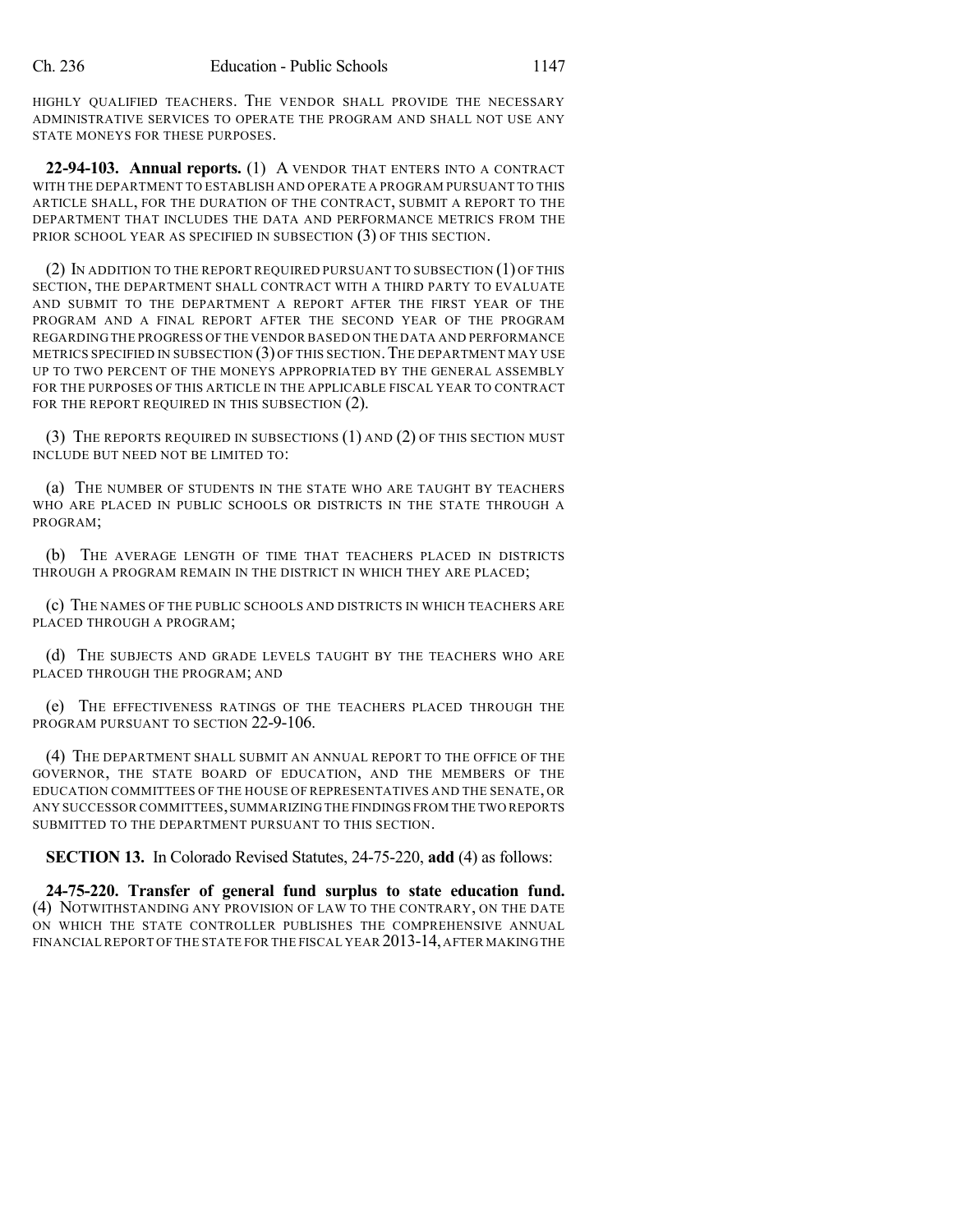HIGHLY QUALIFIED TEACHERS. THE VENDOR SHALL PROVIDE THE NECESSARY ADMINISTRATIVE SERVICES TO OPERATE THE PROGRAM AND SHALL NOT USE ANY STATE MONEYS FOR THESE PURPOSES.

**22-94-103. Annual reports.** (1) A VENDOR THAT ENTERS INTO A CONTRACT WITH THE DEPARTMENT TO ESTABLISH AND OPERATE A PROGRAM PURSUANT TO THIS ARTICLE SHALL, FOR THE DURATION OF THE CONTRACT, SUBMIT A REPORT TO THE DEPARTMENT THAT INCLUDES THE DATA AND PERFORMANCE METRICS FROM THE PRIOR SCHOOL YEAR AS SPECIFIED IN SUBSECTION (3) OF THIS SECTION.

(2) IN ADDITION TO THE REPORT REQUIRED PURSUANT TO SUBSECTION (1) OF THIS SECTION, THE DEPARTMENT SHALL CONTRACT WITH A THIRD PARTY TO EVALUATE AND SUBMIT TO THE DEPARTMENT A REPORT AFTER THE FIRST YEAR OF THE PROGRAM AND A FINAL REPORT AFTER THE SECOND YEAR OF THE PROGRAM REGARDING THE PROGRESS OF THE VENDOR BASED ON THE DATA AND PERFORMANCE METRICS SPECIFIED IN SUBSECTION (3) OF THIS SECTION. THE DEPARTMENT MAY USE UP TO TWO PERCENT OF THE MONEYS APPROPRIATED BY THE GENERAL ASSEMBLY FOR THE PURPOSES OF THIS ARTICLE IN THE APPLICABLE FISCAL YEAR TO CONTRACT FOR THE REPORT REQUIRED IN THIS SUBSECTION (2).

(3) THE REPORTS REQUIRED IN SUBSECTIONS (1) AND (2) OF THIS SECTION MUST INCLUDE BUT NEED NOT BE LIMITED TO:

(a) THE NUMBER OF STUDENTS IN THE STATE WHO ARE TAUGHT BY TEACHERS WHO ARE PLACED IN PUBLIC SCHOOLS OR DISTRICTS IN THE STATE THROUGH A PROGRAM;

(b) THE AVERAGE LENGTH OF TIME THAT TEACHERS PLACED IN DISTRICTS THROUGH A PROGRAM REMAIN IN THE DISTRICT IN WHICH THEY ARE PLACED;

(c) THE NAMES OF THE PUBLIC SCHOOLS AND DISTRICTS IN WHICH TEACHERS ARE PLACED THROUGH A PROGRAM;

(d) THE SUBJECTS AND GRADE LEVELS TAUGHT BY THE TEACHERS WHO ARE PLACED THROUGH THE PROGRAM; AND

(e) THE EFFECTIVENESS RATINGS OF THE TEACHERS PLACED THROUGH THE PROGRAM PURSUANT TO SECTION 22-9-106.

(4) THE DEPARTMENT SHALL SUBMIT AN ANNUAL REPORT TO THE OFFICE OF THE GOVERNOR, THE STATE BOARD OF EDUCATION, AND THE MEMBERS OF THE EDUCATION COMMITTEES OF THE HOUSE OF REPRESENTATIVES AND THE SENATE, OR ANY SUCCESSOR COMMITTEES, SUMMARIZING THE FINDINGS FROM THE TWO REPORTS SUBMITTED TO THE DEPARTMENT PURSUANT TO THIS SECTION.

**SECTION 13.** In Colorado Revised Statutes, 24-75-220, **add** (4) as follows:

**24-75-220. Transfer of general fund surplus to state education fund.** (4) NOTWITHSTANDING ANY PROVISION OF LAW TO THE CONTRARY, ON THE DATE ON WHICH THE STATE CONTROLLER PUBLISHES THE COMPREHENSIVE ANNUAL FINANCIAL REPORT OF THE STATE FOR THE FISCAL YEAR 2013-14, AFTER MAKING THE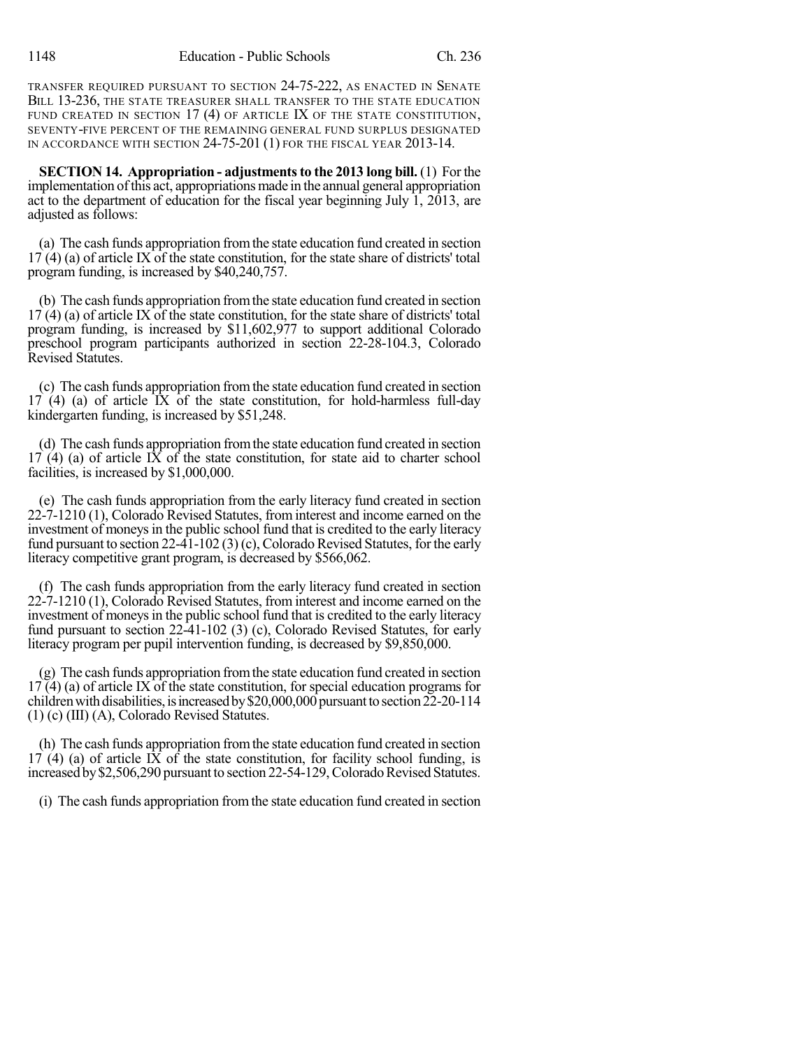TRANSFER REQUIRED PURSUANT TO SECTION 24-75-222, AS ENACTED IN SENATE BILL 13-236, THE STATE TREASURER SHALL TRANSFER TO THE STATE EDUCATION FUND CREATED IN SECTION 17 (4) OF ARTICLE IX OF THE STATE CONSTITUTION, SEVENTY-FIVE PERCENT OF THE REMAINING GENERAL FUND SURPLUS DESIGNATED IN ACCORDANCE WITH SECTION 24-75-201 (1) FOR THE FISCAL YEAR 2013-14.

**SECTION 14. Appropriation - adjustments to the 2013 long bill.** (1) For the implementation of this act, appropriations made in the annual general appropriation act to the department of education for the fiscal year beginning July 1, 2013, are adjusted as follows:

(a) The cash funds appropriation from the state education fund created in section 17 (4) (a) of article IX of the state constitution, for the state share of districts' total program funding, is increased by $40,240,757.

(b) The cash funds appropriation from the state education fund created in section 17 (4) (a) of article IX of the state constitution, for the state share of districts' total program funding, is increased by $11,602,977 to support additional Colorado preschool program participants authorized in section 22-28-104.3, Colorado Revised Statutes.

(c) The cash funds appropriation from the state education fund created in section 17 (4) (a) of article IX of the state constitution, for hold-harmless full-day kindergarten funding, is increased by $51,248.

(d) The cash funds appropriation from the state education fund created in section 17 (4) (a) of article IX of the state constitution, for state aid to charter school facilities, is increased by $1,000,000.

(e) The cash funds appropriation from the early literacy fund created in section 22-7-1210 (1), Colorado Revised Statutes, from interest and income earned on the investment of moneys in the public school fund that is credited to the early literacy fund pursuant to section 22-41-102 (3) (c), Colorado Revised Statutes, for the early literacy competitive grant program, is decreased by $566,062.

(f) The cash funds appropriation from the early literacy fund created in section 22-7-1210 (1), Colorado Revised Statutes, from interest and income earned on the investment of moneys in the public school fund that is credited to the early literacy fund pursuant to section 22-41-102 (3) (c), Colorado Revised Statutes, for early literacy program per pupil intervention funding, is decreased by $9,850,000.

(g) The cash funds appropriation from the state education fund created in section 17 (4) (a) of article IX of the state constitution, for special education programs for children with disabilities, is increased by $20,000,000 pursuant to section 22-20-114 (1) (c) (III) (A), Colorado Revised Statutes.

(h) The cash funds appropriation from the state education fund created in section 17 (4) (a) of article IX of the state constitution, for facility school funding, is increased by $2,506,290 pursuant to section 22-54-129, Colorado Revised Statutes.

(i) The cash funds appropriation from the state education fund created in section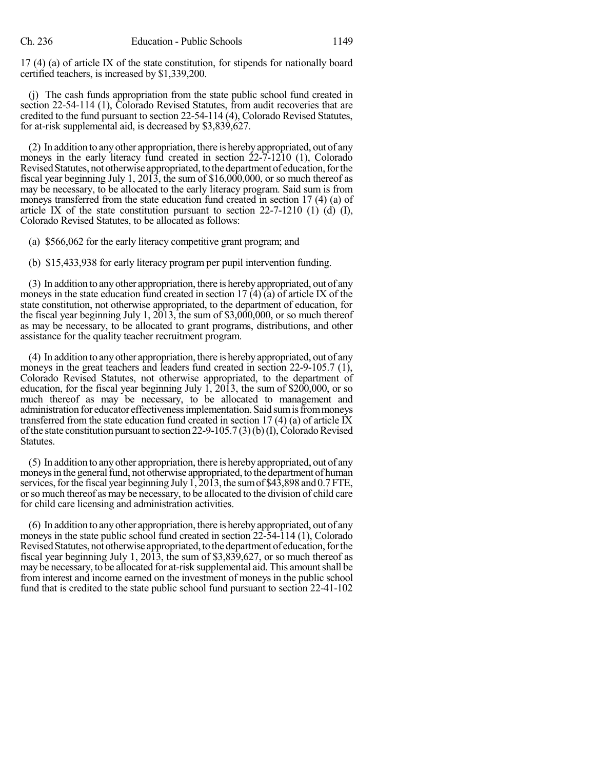17 (4) (a) of article IX of the state constitution, for stipends for nationally board certified teachers, is increased by $1,339,200.

(j) The cash funds appropriation from the state public school fund created in section 22-54-114 (1), Colorado Revised Statutes, from audit recoveries that are credited to the fund pursuant to section 22-54-114 (4), Colorado Revised Statutes, for at-risk supplemental aid, is decreased by $3,839,627.

(2) In addition to any other appropriation, there is hereby appropriated, out of any moneys in the early literacy fund created in section 22-7-1210 (1), Colorado Revised Statutes, not otherwise appropriated, to the department of education, for the fiscal year beginning July 1, 2013, the sum of $16,000,000, or so much thereof as may be necessary, to be allocated to the early literacy program. Said sum is from moneys transferred from the state education fund created in section 17 (4) (a) of article IX of the state constitution pursuant to section 22-7-1210 (1) (d) (I), Colorado Revised Statutes, to be allocated as follows:

(a) $566,062 for the early literacy competitive grant program; and

(b) $15,433,938 for early literacy program per pupil intervention funding.

(3) In addition to any other appropriation, there is hereby appropriated, out of any moneys in the state education fund created in section 17 (4) (a) of article IX of the state constitution, not otherwise appropriated, to the department of education, for the fiscal year beginning July 1, 2013, the sum of $3,000,000, or so much thereof as may be necessary, to be allocated to grant programs, distributions, and other assistance for the quality teacher recruitment program.

(4) In addition to any other appropriation, there is hereby appropriated, out of any moneys in the great teachers and leaders fund created in section 22-9-105.7 (1), Colorado Revised Statutes, not otherwise appropriated, to the department of education, for the fiscal year beginning July 1, 2013, the sum of $200,000, or so much thereof as may be necessary, to be allocated to management and administration for educator effectiveness implementation. Said sum is from moneys transferred from the state education fund created in section 17 (4) (a) of article IX of the state constitution pursuant to section 22-9-105.7 (3) (b) (I), Colorado Revised Statutes.

(5) In addition to any other appropriation, there is hereby appropriated, out of any moneys in the general fund, not otherwise appropriated, to the department of human services, for the fiscal year beginning July 1, 2013, the sum of $43,898 and 0.7 FTE, or so much thereof as may be necessary, to be allocated to the division of child care for child care licensing and administration activities.

(6) In addition to any other appropriation, there is hereby appropriated, out of any moneys in the state public school fund created in section 22-54-114 (1), Colorado Revised Statutes, not otherwise appropriated, to the department of education, for the fiscal year beginning July 1, 2013, the sum of $3,839,627, or so much thereof as may be necessary, to be allocated for at-risk supplemental aid. This amount shall be from interest and income earned on the investment of moneys in the public school fund that is credited to the state public school fund pursuant to section 22-41-102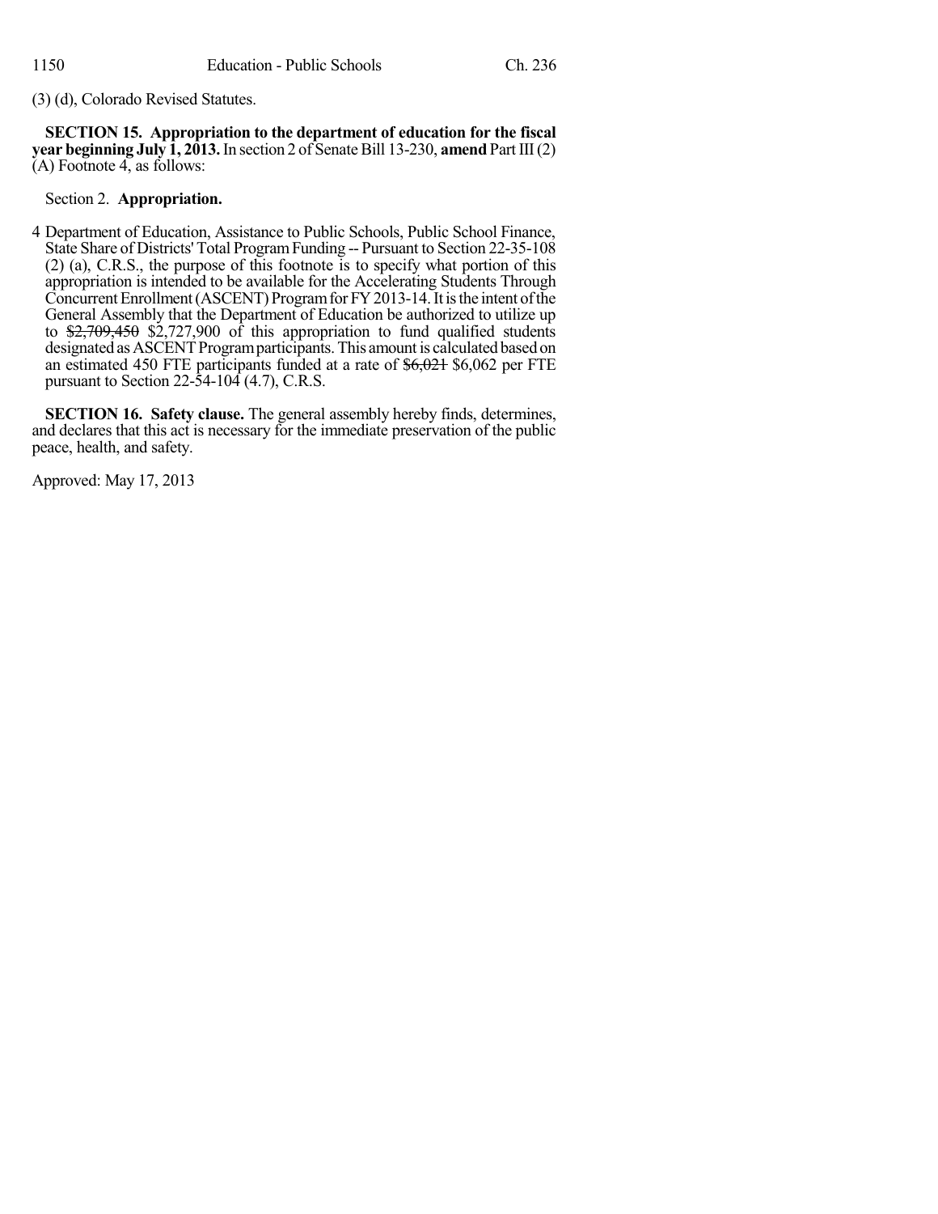(3) (d), Colorado Revised Statutes.

**SECTION 15. Appropriation to the department of education for the fiscal year beginning July 1, 2013.** In section 2 of Senate Bill 13-230, **amend** Part III (2) (A) Footnote 4, as follows:

Section 2. **Appropriation.**

4 Department of Education, Assistance to Public Schools, Public School Finance, State Share of Districts' Total Program Funding -- Pursuant to Section 22-35-108 (2) (a), C.R.S., the purpose of this footnote is to specify what portion of this appropriation is intended to be available for the Accelerating Students Through Concurrent Enrollment (ASCENT) Program for FY 2013-14. It is the intent of the General Assembly that the Department of Education be authorized to utilize up to ~~$2,709,450~~ $2,727,900 of this appropriation to fund qualified students designated as ASCENT Program participants. This amount is calculated based on an estimated 450 FTE participants funded at a rate of ~~$6,021~~ $6,062 per FTE pursuant to Section 22-54-104 (4.7), C.R.S.

**SECTION 16. Safety clause.** The general assembly hereby finds, determines, and declares that this act is necessary for the immediate preservation of the public peace, health, and safety.

Approved: May 17, 2013